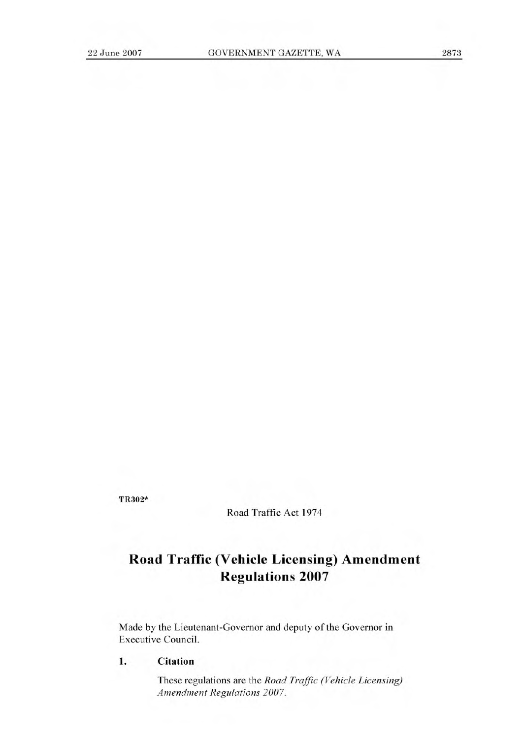TR302*

Road Traffic Act 1974

# Road Traffic (Vehicle Licensing) Amendment Regulations 2007

Made by the Lieutenant-Governor and deputy of the Governor in Executive Council.

## 1. Citation

These regulations are the *Road Traffic (Vehicle Licensing) Amendment Regulations 2007*.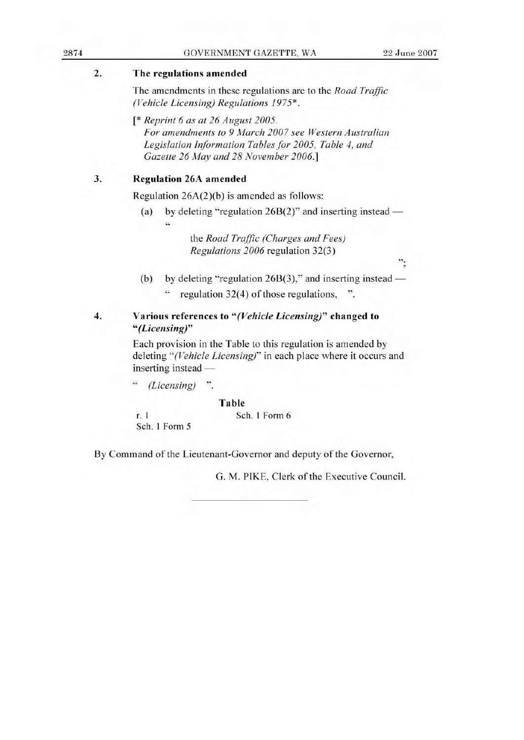**2. The regulations amended**

The amendments in these regulations are to the *Road Traffic (Vehicle Licensing) Regulations 1975*\*.

[\* *Reprint 6 as at 26 August 2005.*
*For amendments to 9 March 2007 see Western Australian Legislation Information Tables for 2005, Table 4, and Gazette 26 May and 28 November 2006.*]

**3. Regulation 26A amended**

Regulation 26A(2)(b) is amended as follows:

(a) by deleting "regulation 26B(2)" and inserting instead —

"

the *Road Traffic (Charges and Fees) Regulations 2006* regulation 32(3)

";

(b) by deleting "regulation 26B(3)," and inserting instead —

" regulation 32(4) of those regulations, ".

**4. Various references to "*(Vehicle Licensing)*" changed to "*(Licensing)*"**

Each provision in the Table to this regulation is amended by deleting "*(Vehicle Licensing)*" in each place where it occurs and inserting instead —

" *(Licensing)* ".

**Table**

| | |
|---|---|
| r. 1 | Sch. 1 Form 6 |
| Sch. 1 Form 5 | |

By Command of the Lieutenant-Governor and deputy of the Governor,

G. M. PIKE, Clerk of the Executive Council.